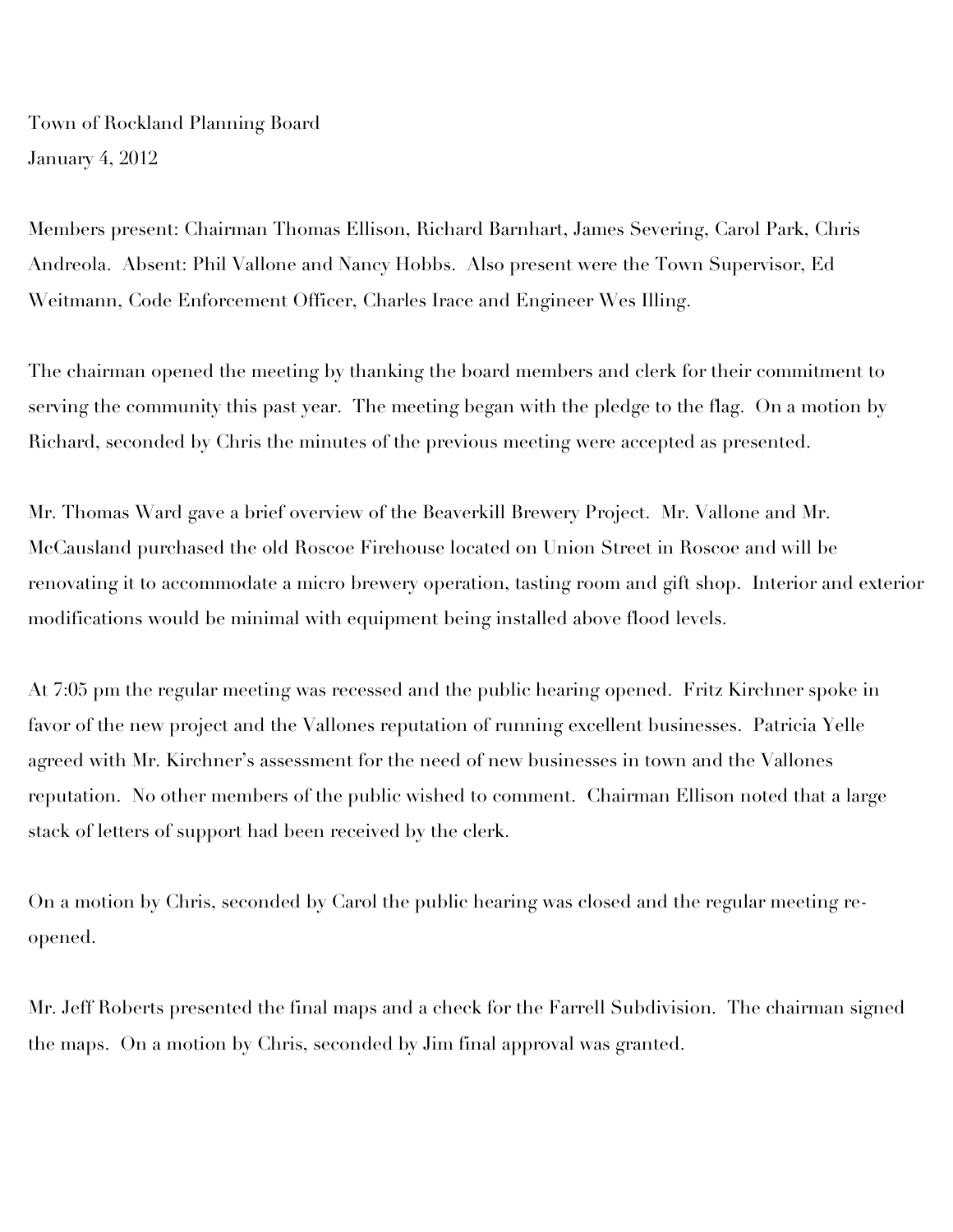Town of Rockland Planning Board

January 4, 2012

Members present: Chairman Thomas Ellison, Richard Barnhart, James Severing, Carol Park, Chris Andreola. Absent: Phil Vallone and Nancy Hobbs. Also present were the Town Supervisor, Ed Weitmann, Code Enforcement Officer, Charles Irace and Engineer Wes Illing.

The chairman opened the meeting by thanking the board members and clerk for their commitment to serving the community this past year. The meeting began with the pledge to the flag. On a motion by Richard, seconded by Chris the minutes of the previous meeting were accepted as presented.

Mr. Thomas Ward gave a brief overview of the Beaverkill Brewery Project. Mr. Vallone and Mr. McCausland purchased the old Roscoe Firehouse located on Union Street in Roscoe and will be renovating it to accommodate a micro brewery operation, tasting room and gift shop. Interior and exterior modifications would be minimal with equipment being installed above flood levels.

At 7:05 pm the regular meeting was recessed and the public hearing opened. Fritz Kirchner spoke in favor of the new project and the Vallones reputation of running excellent businesses. Patricia Yelle agreed with Mr. Kirchner's assessment for the need of new businesses in town and the Vallones reputation. No other members of the public wished to comment. Chairman Ellison noted that a large stack of letters of support had been received by the clerk.

On a motion by Chris, seconded by Carol the public hearing was closed and the regular meeting re-opened.

Mr. Jeff Roberts presented the final maps and a check for the Farrell Subdivision. The chairman signed the maps. On a motion by Chris, seconded by Jim final approval was granted.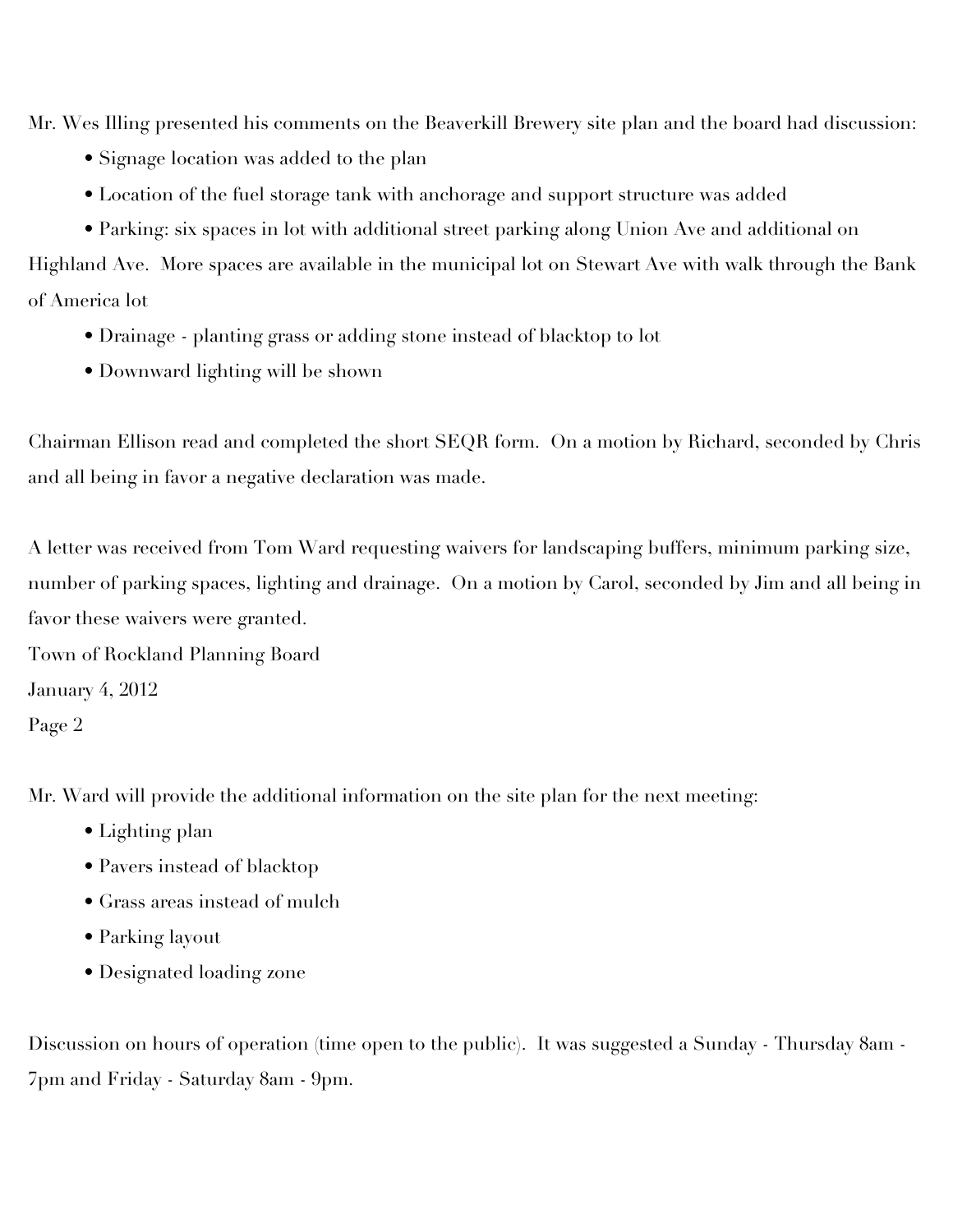Mr. Wes Illing presented his comments on the Beaverkill Brewery site plan and the board had discussion:

- Signage location was added to the plan
- Location of the fuel storage tank with anchorage and support structure was added
- Parking: six spaces in lot with additional street parking along Union Ave and additional on Highland Ave. More spaces are available in the municipal lot on Stewart Ave with walk through the Bank of America lot
- Drainage - planting grass or adding stone instead of blacktop to lot
- Downward lighting will be shown

Chairman Ellison read and completed the short SEQR form. On a motion by Richard, seconded by Chris and all being in favor a negative declaration was made.

A letter was received from Tom Ward requesting waivers for landscaping buffers, minimum parking size, number of parking spaces, lighting and drainage. On a motion by Carol, seconded by Jim and all being in favor these waivers were granted.

Mr. Ward will provide the additional information on the site plan for the next meeting:

- Lighting plan
- Pavers instead of blacktop
- Grass areas instead of mulch
- Parking layout
- Designated loading zone

Discussion on hours of operation (time open to the public). It was suggested a Sunday - Thursday 8am - 7pm and Friday - Saturday 8am - 9pm.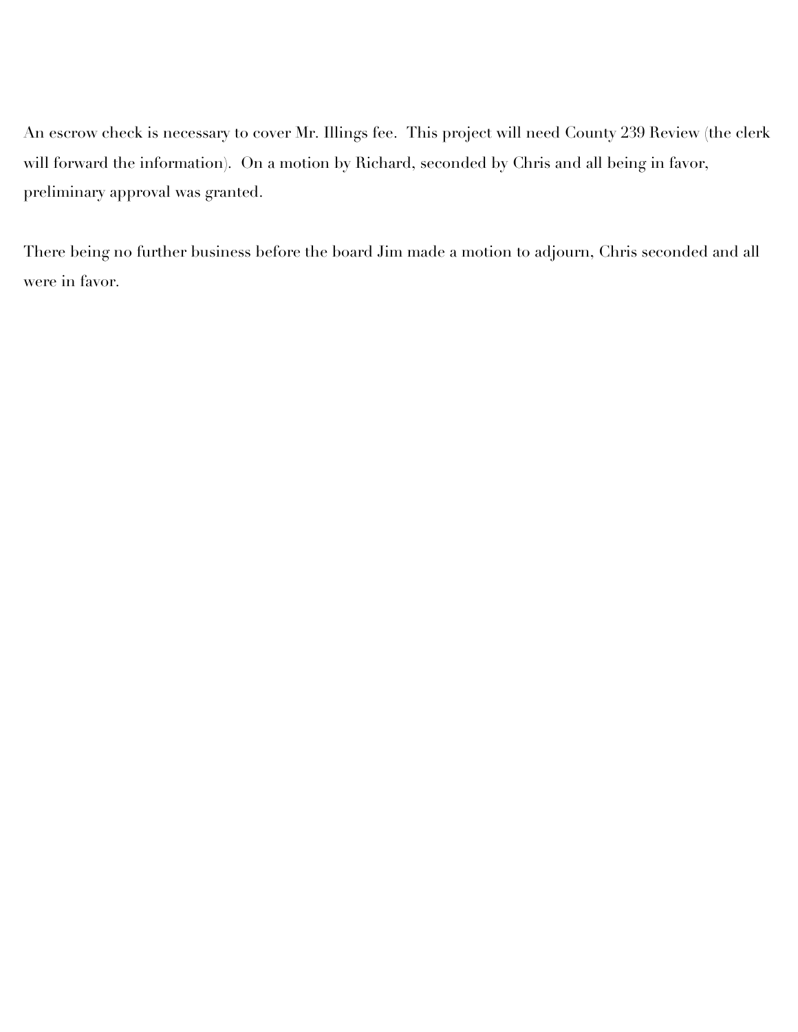An escrow check is necessary to cover Mr. Illings fee. This project will need County 239 Review (the clerk will forward the information). On a motion by Richard, seconded by Chris and all being in favor, preliminary approval was granted.

There being no further business before the board Jim made a motion to adjourn, Chris seconded and all were in favor.